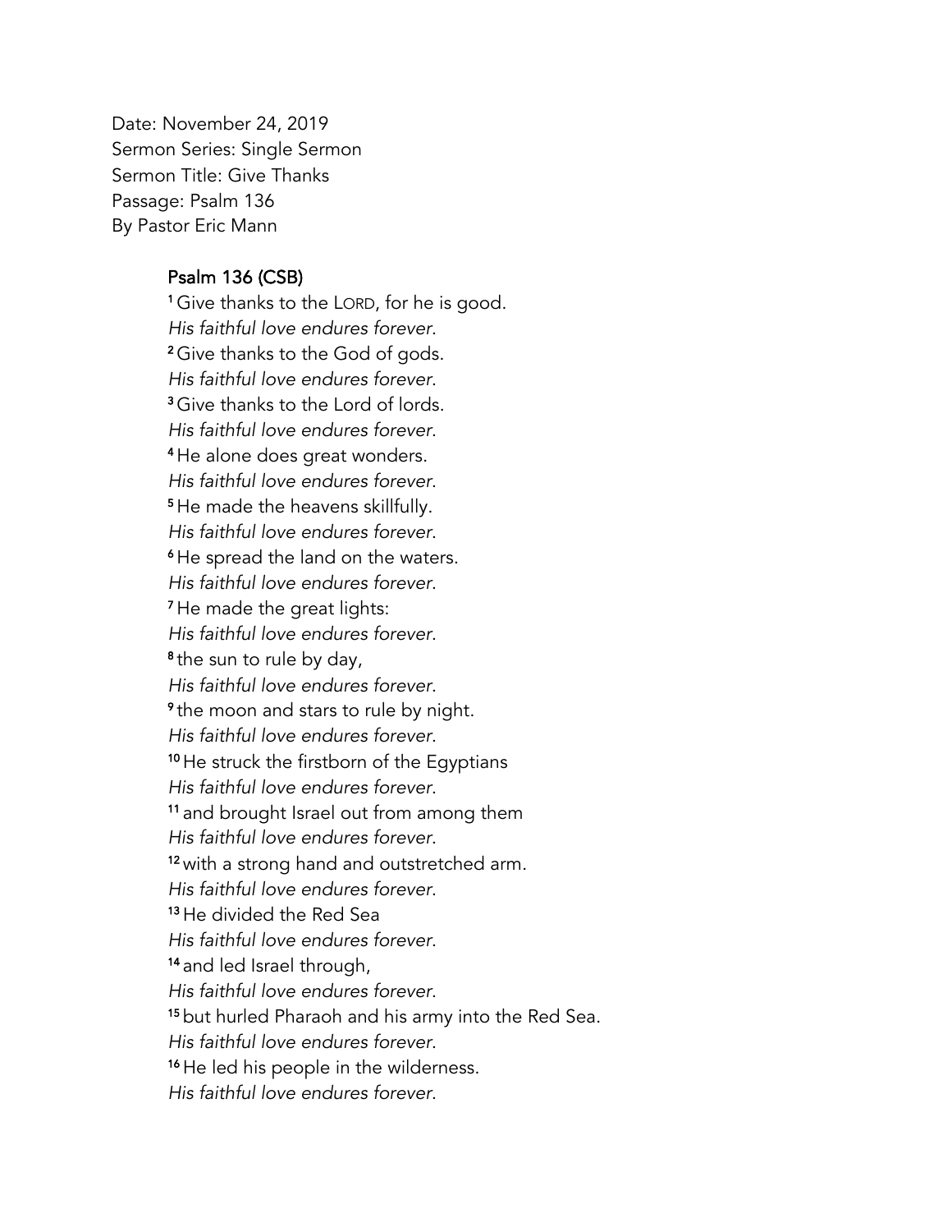Date: November 24, 2019
Sermon Series: Single Sermon
Sermon Title: Give Thanks
Passage: Psalm 136
By Pastor Eric Mann

## Psalm 136 (CSB)

[1] Give thanks to the LORD, for he is good.
*His faithful love endures forever.*
[2] Give thanks to the God of gods.
*His faithful love endures forever.*
[3] Give thanks to the Lord of lords.
*His faithful love endures forever.*
[4] He alone does great wonders.
*His faithful love endures forever.*
[5] He made the heavens skillfully.
*His faithful love endures forever.*
[6] He spread the land on the waters.
*His faithful love endures forever.*
[7] He made the great lights:
*His faithful love endures forever.*
[8] the sun to rule by day,
*His faithful love endures forever.*
[9] the moon and stars to rule by night.
*His faithful love endures forever.*
[10] He struck the firstborn of the Egyptians
*His faithful love endures forever.*
[11] and brought Israel out from among them
*His faithful love endures forever.*
[12] with a strong hand and outstretched arm.
*His faithful love endures forever.*
[13] He divided the Red Sea
*His faithful love endures forever.*
[14] and led Israel through,
*His faithful love endures forever.*
[15] but hurled Pharaoh and his army into the Red Sea.
*His faithful love endures forever.*
[16] He led his people in the wilderness.
*His faithful love endures forever.*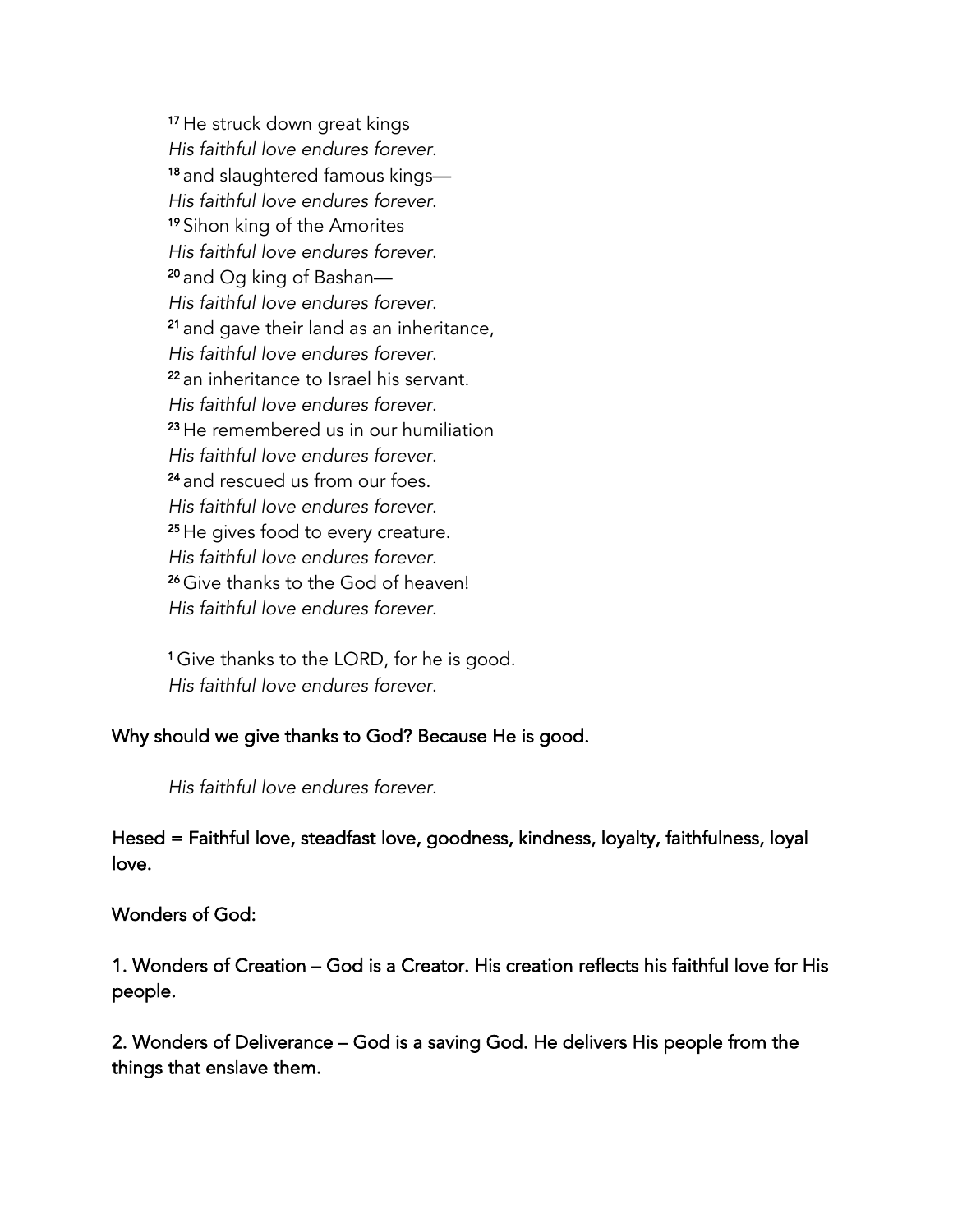[17] He struck down great kings  
*His faithful love endures forever.*  
[18] and slaughtered famous kings—  
*His faithful love endures forever.*  
[19] Sihon king of the Amorites  
*His faithful love endures forever.*  
[20] and Og king of Bashan—  
*His faithful love endures forever.*  
[21] and gave their land as an inheritance,  
*His faithful love endures forever.*  
[22] an inheritance to Israel his servant.  
*His faithful love endures forever.*  
[23] He remembered us in our humiliation  
*His faithful love endures forever.*  
[24] and rescued us from our foes.  
*His faithful love endures forever.*  
[25] He gives food to every creature.  
*His faithful love endures forever.*  
[26] Give thanks to the God of heaven!  
*His faithful love endures forever.*

[1] Give thanks to the LORD, for he is good.  
*His faithful love endures forever.*

Why should we give thanks to God? Because He is good.

*His faithful love endures forever.*

Hesed = Faithful love, steadfast love, goodness, kindness, loyalty, faithfulness, loyal love.

Wonders of God:

1. Wonders of Creation – God is a Creator. His creation reflects his faithful love for His people.

2. Wonders of Deliverance – God is a saving God. He delivers His people from the things that enslave them.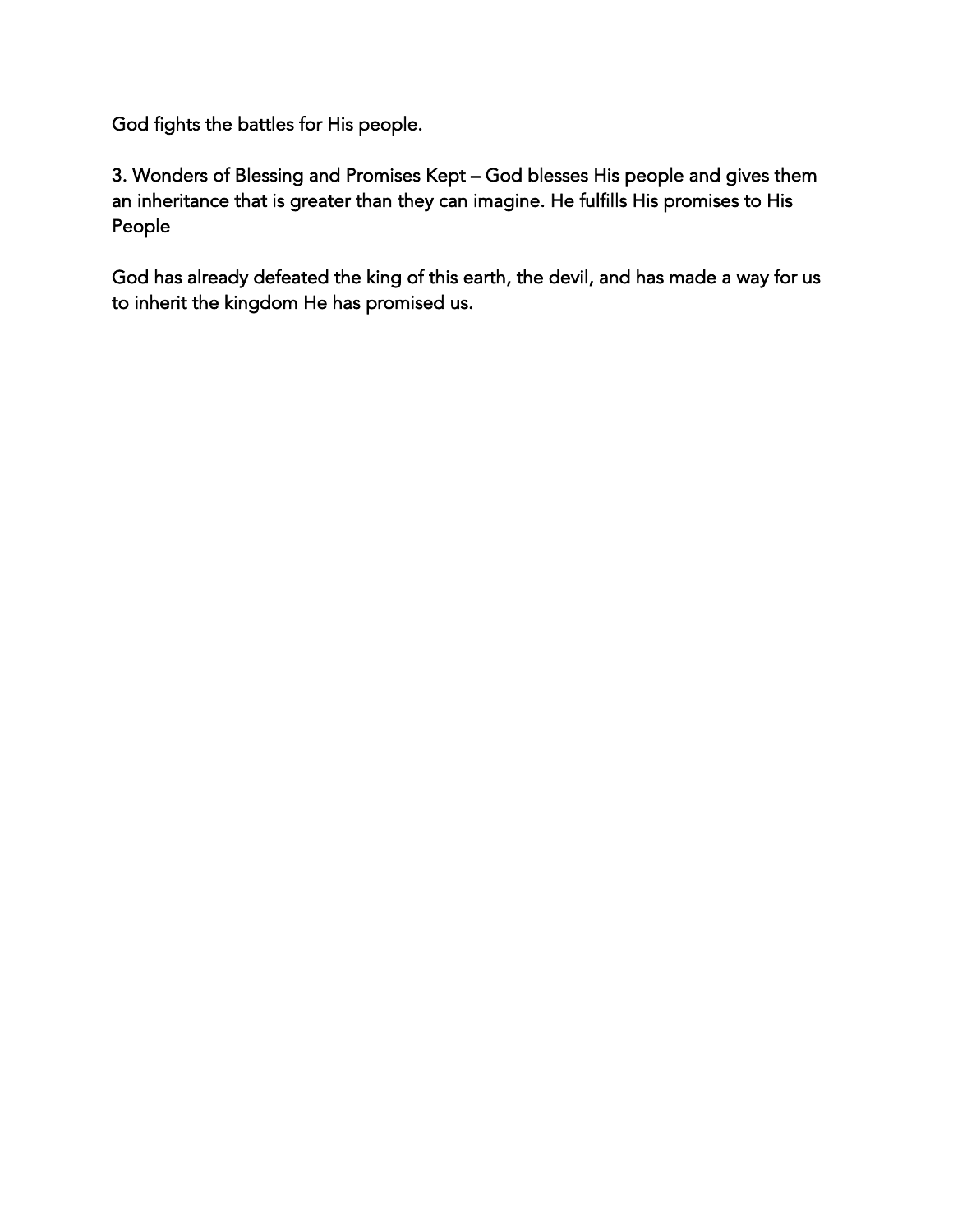God fights the battles for His people.

3. Wonders of Blessing and Promises Kept – God blesses His people and gives them an inheritance that is greater than they can imagine. He fulfills His promises to His People

God has already defeated the king of this earth, the devil, and has made a way for us to inherit the kingdom He has promised us.